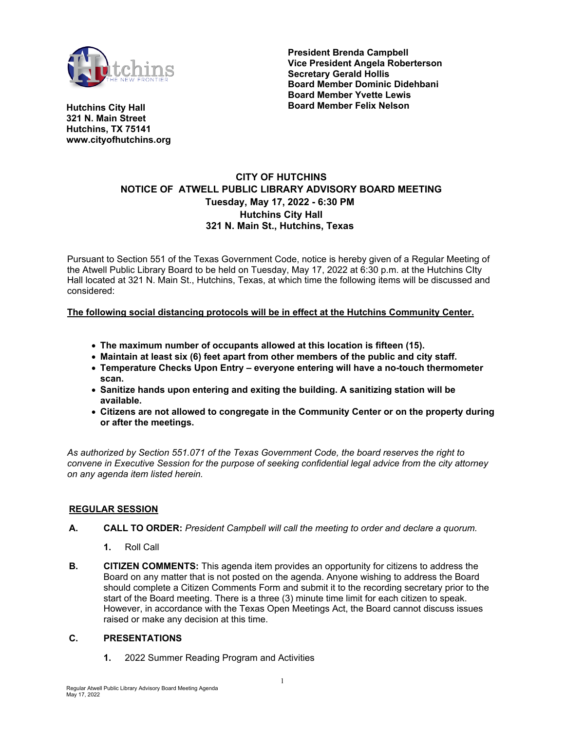Hutchins City Hall
321 N. Main Street
Hutchins, TX 75141
www.cityofhutchins.org

**President Brenda Campbell**
**Vice President Angela Roberterson**
**Secretary Gerald Hollis**
**Board Member Dominic Didehbani**
**Board Member Yvette Lewis**
**Board Member Felix Nelson**

# CITY OF HUTCHINS
## NOTICE OF ATWELL PUBLIC LIBRARY ADVISORY BOARD MEETING
### Tuesday, May 17, 2022 - 6:30 PM
### Hutchins City Hall
### 321 N. Main St., Hutchins, Texas

Pursuant to Section 551 of the Texas Government Code, notice is hereby given of a Regular Meeting of the Atwell Public Library Board to be held on Tuesday, May 17, 2022 at 6:30 p.m. at the Hutchins CIty Hall located at 321 N. Main St., Hutchins, Texas, at which time the following items will be discussed and considered:

**The following social distancing protocols will be in effect at the Hutchins Community Center.**

- **The maximum number of occupants allowed at this location is fifteen (15).**
- **Maintain at least six (6) feet apart from other members of the public and city staff.**
- **Temperature Checks Upon Entry – everyone entering will have a no-touch thermometer scan.**
- **Sanitize hands upon entering and exiting the building. A sanitizing station will be available.**
- **Citizens are not allowed to congregate in the Community Center or on the property during or after the meetings.**

*As authorized by Section 551.071 of the Texas Government Code, the board reserves the right to convene in Executive Session for the purpose of seeking confidential legal advice from the city attorney on any agenda item listed herein.*

## REGULAR SESSION

**A. CALL TO ORDER:** *President Campbell will call the meeting to order and declare a quorum.*

1. Roll Call

**B. CITIZEN COMMENTS:** This agenda item provides an opportunity for citizens to address the Board on any matter that is not posted on the agenda. Anyone wishing to address the Board should complete a Citizen Comments Form and submit it to the recording secretary prior to the start of the Board meeting. There is a three (3) minute time limit for each citizen to speak. However, in accordance with the Texas Open Meetings Act, the Board cannot discuss issues raised or make any decision at this time.

**C. PRESENTATIONS**

1. 2022 Summer Reading Program and Activities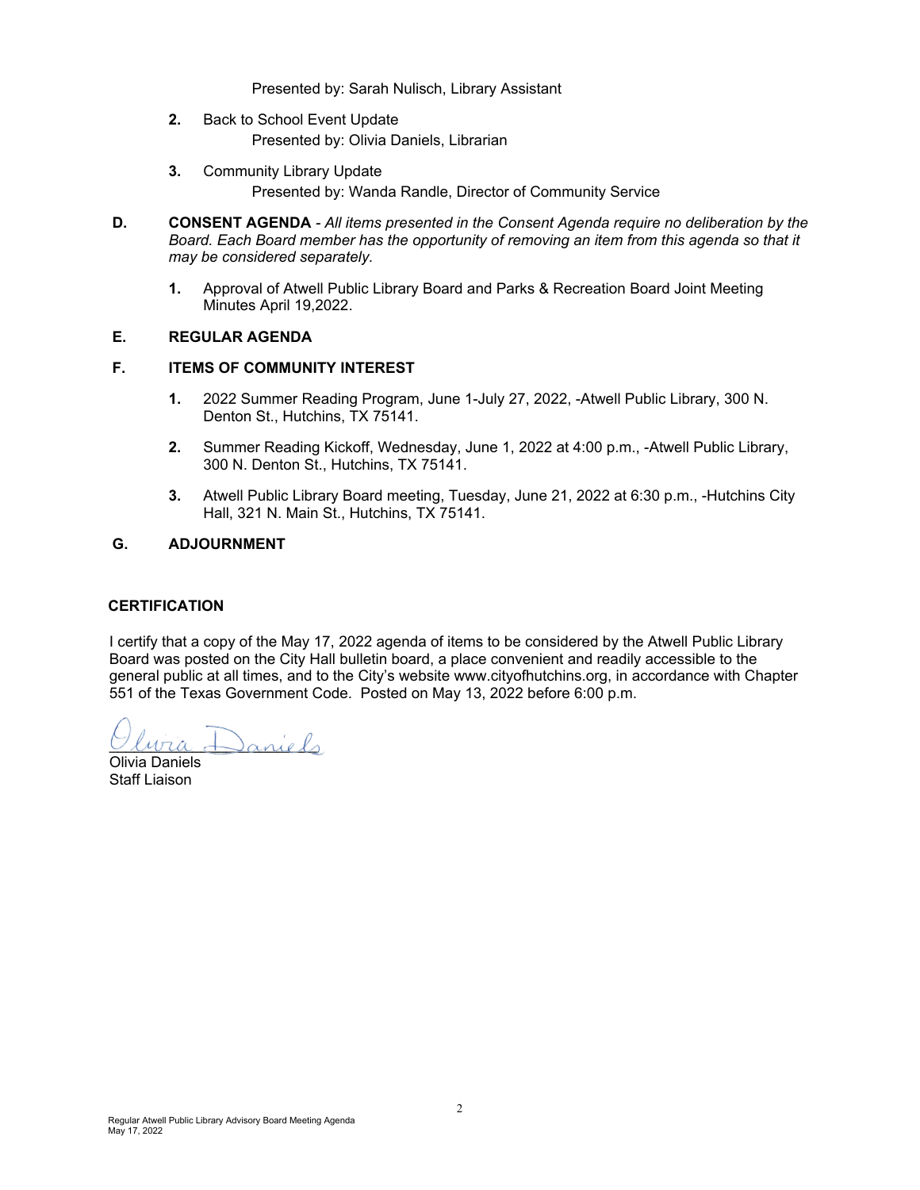Presented by: Sarah Nulisch, Library Assistant

2. Back to School Event Update
   Presented by: Olivia Daniels, Librarian

3. Community Library Update
   Presented by: Wanda Randle, Director of Community Service

**D. CONSENT AGENDA** - *All items presented in the Consent Agenda require no deliberation by the Board. Each Board member has the opportunity of removing an item from this agenda so that it may be considered separately.*

1. Approval of Atwell Public Library Board and Parks & Recreation Board Joint Meeting Minutes April 19,2022.

**E. REGULAR AGENDA**

**F. ITEMS OF COMMUNITY INTEREST**

1. 2022 Summer Reading Program, June 1-July 27, 2022, -Atwell Public Library, 300 N. Denton St., Hutchins, TX 75141.
2. Summer Reading Kickoff, Wednesday, June 1, 2022 at 4:00 p.m., -Atwell Public Library, 300 N. Denton St., Hutchins, TX 75141.
3. Atwell Public Library Board meeting, Tuesday, June 21, 2022 at 6:30 p.m., -Hutchins City Hall, 321 N. Main St., Hutchins, TX 75141.

**G. ADJOURNMENT**

**CERTIFICATION**

I certify that a copy of the May 17, 2022 agenda of items to be considered by the Atwell Public Library Board was posted on the City Hall bulletin board, a place convenient and readily accessible to the general public at all times, and to the City's website www.cityofhutchins.org, in accordance with Chapter 551 of the Texas Government Code. Posted on May 13, 2022 before 6:00 p.m.

Olivia Daniels

Olivia Daniels
Staff Liaison

Regular Atwell Public Library Advisory Board Meeting Agenda
May 17, 2022